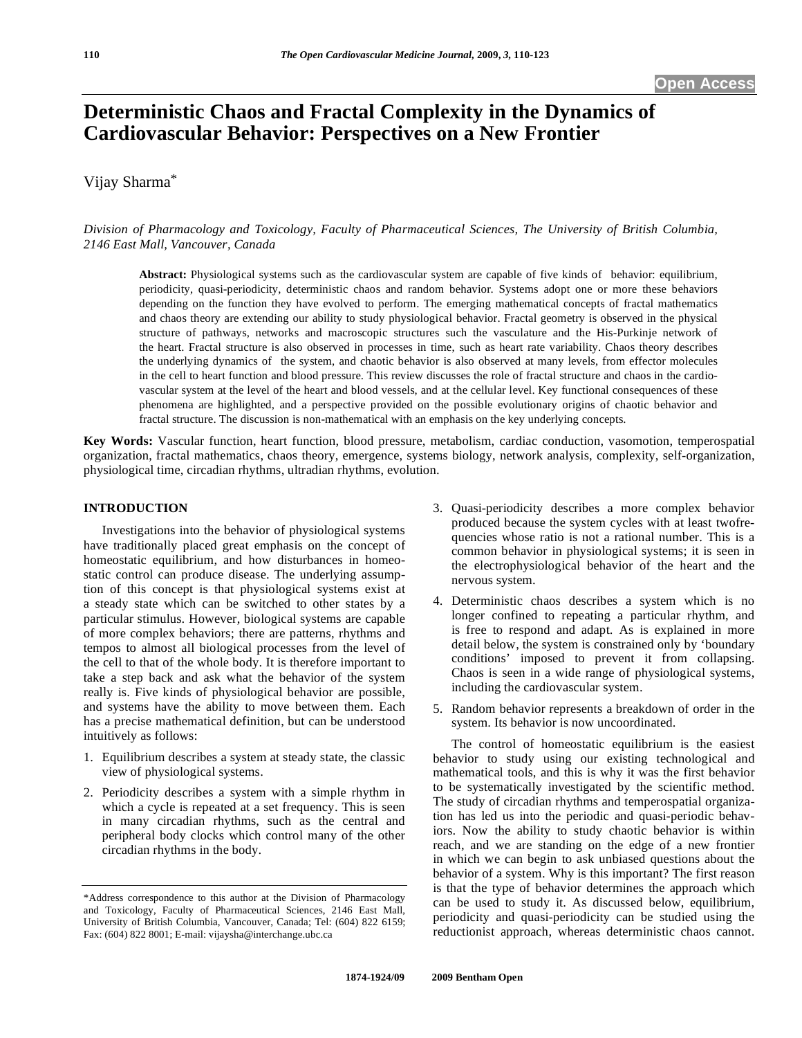# Deterministic Chaos and Fractal Complexity in the Dynamics of Cardiovascular Behavior: Perspectives on a New Frontier

Vijay Sharma*

*Division of Pharmacology and Toxicology, Faculty of Pharmaceutical Sciences, The University of British Columbia, 2146 East Mall, Vancouver, Canada*

**Abstract:** Physiological systems such as the cardiovascular system are capable of five kinds of behavior: equilibrium, periodicity, quasi-periodicity, deterministic chaos and random behavior. Systems adopt one or more these behaviors depending on the function they have evolved to perform. The emerging mathematical concepts of fractal mathematics and chaos theory are extending our ability to study physiological behavior. Fractal geometry is observed in the physical structure of pathways, networks and macroscopic structures such the vasculature and the His-Purkinje network of the heart. Fractal structure is also observed in processes in time, such as heart rate variability. Chaos theory describes the underlying dynamics of the system, and chaotic behavior is also observed at many levels, from effector molecules in the cell to heart function and blood pressure. This review discusses the role of fractal structure and chaos in the cardiovascular system at the level of the heart and blood vessels, and at the cellular level. Key functional consequences of these phenomena are highlighted, and a perspective provided on the possible evolutionary origins of chaotic behavior and fractal structure. The discussion is non-mathematical with an emphasis on the key underlying concepts.

**Key Words:** Vascular function, heart function, blood pressure, metabolism, cardiac conduction, vasomotion, temperospatial organization, fractal mathematics, chaos theory, emergence, systems biology, network analysis, complexity, self-organization, physiological time, circadian rhythms, ultradian rhythms, evolution.

## INTRODUCTION

Investigations into the behavior of physiological systems have traditionally placed great emphasis on the concept of homeostatic equilibrium, and how disturbances in homeostatic control can produce disease. The underlying assumption of this concept is that physiological systems exist at a steady state which can be switched to other states by a particular stimulus. However, biological systems are capable of more complex behaviors; there are patterns, rhythms and tempos to almost all biological processes from the level of the cell to that of the whole body. It is therefore important to take a step back and ask what the behavior of the system really is. Five kinds of physiological behavior are possible, and systems have the ability to move between them. Each has a precise mathematical definition, but can be understood intuitively as follows:

1. Equilibrium describes a system at steady state, the classic view of physiological systems.
2. Periodicity describes a system with a simple rhythm in which a cycle is repeated at a set frequency. This is seen in many circadian rhythms, such as the central and peripheral body clocks which control many of the other circadian rhythms in the body.
3. Quasi-periodicity describes a more complex behavior produced because the system cycles with at least twofrequencies whose ratio is not a rational number. This is a common behavior in physiological systems; it is seen in the electrophysiological behavior of the heart and the nervous system.
4. Deterministic chaos describes a system which is no longer confined to repeating a particular rhythm, and is free to respond and adapt. As is explained in more detail below, the system is constrained only by 'boundary conditions' imposed to prevent it from collapsing. Chaos is seen in a wide range of physiological systems, including the cardiovascular system.
5. Random behavior represents a breakdown of order in the system. Its behavior is now uncoordinated.

The control of homeostatic equilibrium is the easiest behavior to study using our existing technological and mathematical tools, and this is why it was the first behavior to be systematically investigated by the scientific method. The study of circadian rhythms and temperospatial organization has led us into the periodic and quasi-periodic behaviors. Now the ability to study chaotic behavior is within reach, and we are standing on the edge of a new frontier in which we can begin to ask unbiased questions about the behavior of a system. Why is this important? The first reason is that the type of behavior determines the approach which can be used to study it. As discussed below, equilibrium, periodicity and quasi-periodicity can be studied using the reductionist approach, whereas deterministic chaos cannot.

*Address correspondence to this author at the Division of Pharmacology and Toxicology, Faculty of Pharmaceutical Sciences, 2146 East Mall, University of British Columbia, Vancouver, Canada; Tel: (604) 822 6159; Fax: (604) 822 8001; E-mail: vijaysha@interchange.ubc.ca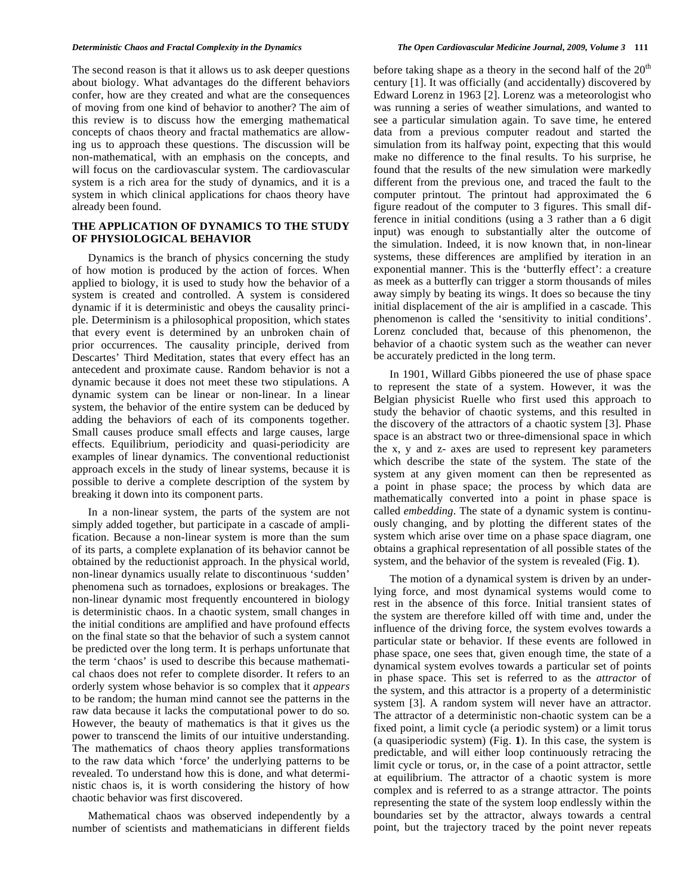The second reason is that it allows us to ask deeper questions about biology. What advantages do the different behaviors confer, how are they created and what are the consequences of moving from one kind of behavior to another? The aim of this review is to discuss how the emerging mathematical concepts of chaos theory and fractal mathematics are allowing us to approach these questions. The discussion will be non-mathematical, with an emphasis on the concepts, and will focus on the cardiovascular system. The cardiovascular system is a rich area for the study of dynamics, and it is a system in which clinical applications for chaos theory have already been found.

## THE APPLICATION OF DYNAMICS TO THE STUDY OF PHYSIOLOGICAL BEHAVIOR

Dynamics is the branch of physics concerning the study of how motion is produced by the action of forces. When applied to biology, it is used to study how the behavior of a system is created and controlled. A system is considered dynamic if it is deterministic and obeys the causality principle. Determinism is a philosophical proposition, which states that every event is determined by an unbroken chain of prior occurrences. The causality principle, derived from Descartes' Third Meditation, states that every effect has an antecedent and proximate cause. Random behavior is not a dynamic because it does not meet these two stipulations. A dynamic system can be linear or non-linear. In a linear system, the behavior of the entire system can be deduced by adding the behaviors of each of its components together. Small causes produce small effects and large causes, large effects. Equilibrium, periodicity and quasi-periodicity are examples of linear dynamics. The conventional reductionist approach excels in the study of linear systems, because it is possible to derive a complete description of the system by breaking it down into its component parts.

In a non-linear system, the parts of the system are not simply added together, but participate in a cascade of amplification. Because a non-linear system is more than the sum of its parts, a complete explanation of its behavior cannot be obtained by the reductionist approach. In the physical world, non-linear dynamics usually relate to discontinuous 'sudden' phenomena such as tornadoes, explosions or breakages. The non-linear dynamic most frequently encountered in biology is deterministic chaos. In a chaotic system, small changes in the initial conditions are amplified and have profound effects on the final state so that the behavior of such a system cannot be predicted over the long term. It is perhaps unfortunate that the term 'chaos' is used to describe this because mathematical chaos does not refer to complete disorder. It refers to an orderly system whose behavior is so complex that it *appears* to be random; the human mind cannot see the patterns in the raw data because it lacks the computational power to do so. However, the beauty of mathematics is that it gives us the power to transcend the limits of our intuitive understanding. The mathematics of chaos theory applies transformations to the raw data which 'force' the underlying patterns to be revealed. To understand how this is done, and what deterministic chaos is, it is worth considering the history of how chaotic behavior was first discovered.

Mathematical chaos was observed independently by a number of scientists and mathematicians in different fields before taking shape as a theory in the second half of the 20[th] century [1]. It was officially (and accidentally) discovered by Edward Lorenz in 1963 [2]. Lorenz was a meteorologist who was running a series of weather simulations, and wanted to see a particular simulation again. To save time, he entered data from a previous computer readout and started the simulation from its halfway point, expecting that this would make no difference to the final results. To his surprise, he found that the results of the new simulation were markedly different from the previous one, and traced the fault to the computer printout. The printout had approximated the 6 figure readout of the computer to 3 figures. This small difference in initial conditions (using a 3 rather than a 6 digit input) was enough to substantially alter the outcome of the simulation. Indeed, it is now known that, in non-linear systems, these differences are amplified by iteration in an exponential manner. This is the 'butterfly effect': a creature as meek as a butterfly can trigger a storm thousands of miles away simply by beating its wings. It does so because the tiny initial displacement of the air is amplified in a cascade. This phenomenon is called the 'sensitivity to initial conditions'. Lorenz concluded that, because of this phenomenon, the behavior of a chaotic system such as the weather can never be accurately predicted in the long term.

In 1901, Willard Gibbs pioneered the use of phase space to represent the state of a system. However, it was the Belgian physicist Ruelle who first used this approach to study the behavior of chaotic systems, and this resulted in the discovery of the attractors of a chaotic system [3]. Phase space is an abstract two or three-dimensional space in which the x, y and z- axes are used to represent key parameters which describe the state of the system. The state of the system at any given moment can then be represented as a point in phase space; the process by which data are mathematically converted into a point in phase space is called *embedding*. The state of a dynamic system is continuously changing, and by plotting the different states of the system which arise over time on a phase space diagram, one obtains a graphical representation of all possible states of the system, and the behavior of the system is revealed (Fig. **1**).

The motion of a dynamical system is driven by an underlying force, and most dynamical systems would come to rest in the absence of this force. Initial transient states of the system are therefore killed off with time and, under the influence of the driving force, the system evolves towards a particular state or behavior. If these events are followed in phase space, one sees that, given enough time, the state of a dynamical system evolves towards a particular set of points in phase space. This set is referred to as the *attractor* of the system, and this attractor is a property of a deterministic system [3]. A random system will never have an attractor. The attractor of a deterministic non-chaotic system can be a fixed point, a limit cycle (a periodic system) or a limit torus (a quasiperiodic system) (Fig. **1**). In this case, the system is predictable, and will either loop continuously retracing the limit cycle or torus, or, in the case of a point attractor, settle at equilibrium. The attractor of a chaotic system is more complex and is referred to as a strange attractor. The points representing the state of the system loop endlessly within the boundaries set by the attractor, always towards a central point, but the trajectory traced by the point never repeats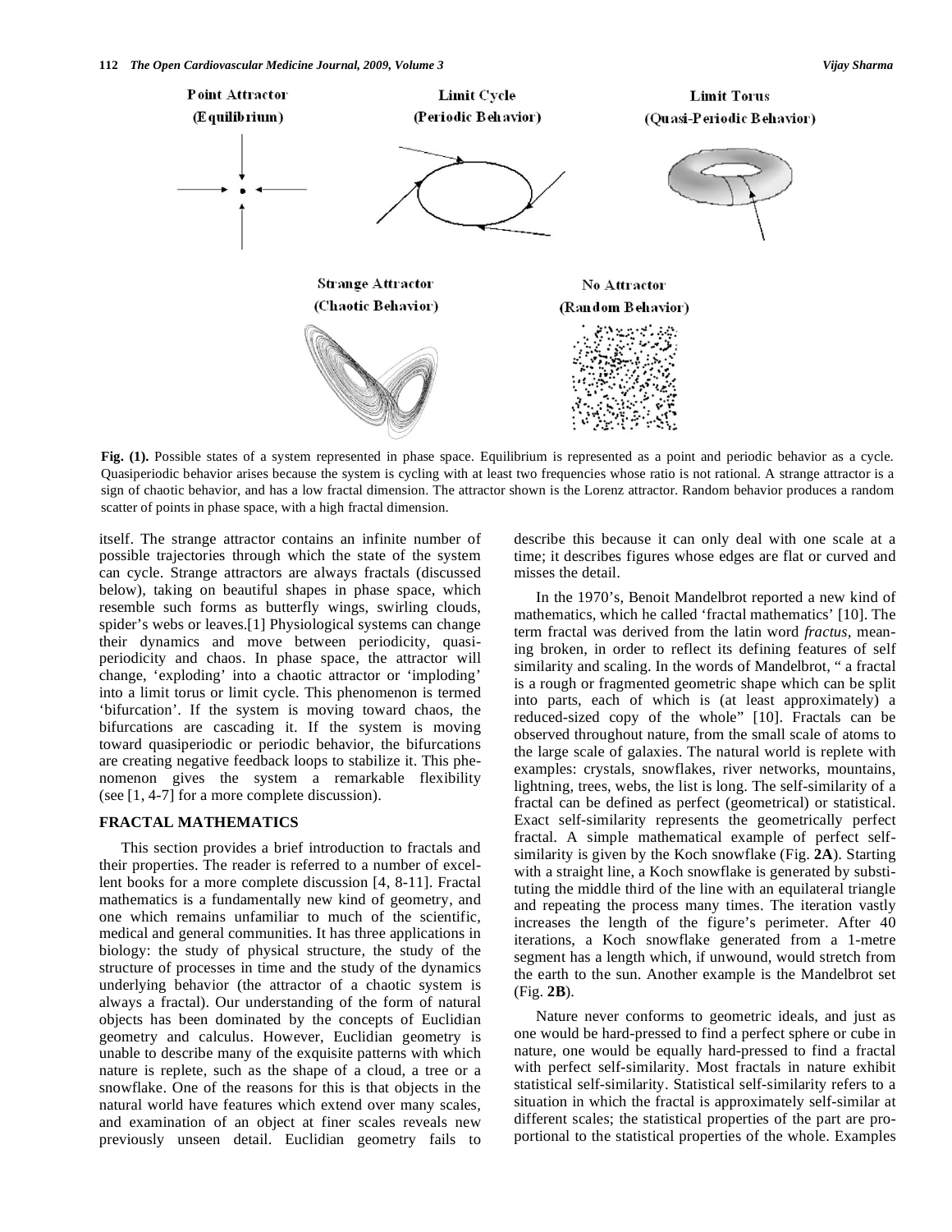Point Attractor (Equilibrium) | Limit Cycle (Periodic Behavior) | Limit Torus (Quasi-Periodic Behavior)

Strange Attractor (Chaotic Behavior) | No Attractor (Random Behavior)

**Fig. (1).** Possible states of a system represented in phase space. Equilibrium is represented as a point and periodic behavior as a cycle. Quasiperiodic behavior arises because the system is cycling with at least two frequencies whose ratio is not rational. A strange attractor is a sign of chaotic behavior, and has a low fractal dimension. The attractor shown is the Lorenz attractor. Random behavior produces a random scatter of points in phase space, with a high fractal dimension.

itself. The strange attractor contains an infinite number of possible trajectories through which the state of the system can cycle. Strange attractors are always fractals (discussed below), taking on beautiful shapes in phase space, which resemble such forms as butterfly wings, swirling clouds, spider's webs or leaves.[1] Physiological systems can change their dynamics and move between periodicity, quasi-periodicity and chaos. In phase space, the attractor will change, 'exploding' into a chaotic attractor or 'imploding' into a limit torus or limit cycle. This phenomenon is termed 'bifurcation'. If the system is moving toward chaos, the bifurcations are cascading it. If the system is moving toward quasiperiodic or periodic behavior, the bifurcations are creating negative feedback loops to stabilize it. This phenomenon gives the system a remarkable flexibility (see [1, 4-7] for a more complete discussion).

## FRACTAL MATHEMATICS

This section provides a brief introduction to fractals and their properties. The reader is referred to a number of excellent books for a more complete discussion [4, 8-11]. Fractal mathematics is a fundamentally new kind of geometry, and one which remains unfamiliar to much of the scientific, medical and general communities. It has three applications in biology: the study of physical structure, the study of the structure of processes in time and the study of the dynamics underlying behavior (the attractor of a chaotic system is always a fractal). Our understanding of the form of natural objects has been dominated by the concepts of Euclidian geometry and calculus. However, Euclidian geometry is unable to describe many of the exquisite patterns with which nature is replete, such as the shape of a cloud, a tree or a snowflake. One of the reasons for this is that objects in the natural world have features which extend over many scales, and examination of an object at finer scales reveals new previously unseen detail. Euclidian geometry fails to describe this because it can only deal with one scale at a time; it describes figures whose edges are flat or curved and misses the detail.

In the 1970's, Benoit Mandelbrot reported a new kind of mathematics, which he called 'fractal mathematics' [10]. The term fractal was derived from the latin word *fractus*, meaning broken, in order to reflect its defining features of self similarity and scaling. In the words of Mandelbrot, " a fractal is a rough or fragmented geometric shape which can be split into parts, each of which is (at least approximately) a reduced-sized copy of the whole" [10]. Fractals can be observed throughout nature, from the small scale of atoms to the large scale of galaxies. The natural world is replete with examples: crystals, snowflakes, river networks, mountains, lightning, trees, webs, the list is long. The self-similarity of a fractal can be defined as perfect (geometrical) or statistical. Exact self-similarity represents the geometrically perfect fractal. A simple mathematical example of perfect self-similarity is given by the Koch snowflake (Fig. **2A**). Starting with a straight line, a Koch snowflake is generated by substituting the middle third of the line with an equilateral triangle and repeating the process many times. The iteration vastly increases the length of the figure's perimeter. After 40 iterations, a Koch snowflake generated from a 1-metre segment has a length which, if unwound, would stretch from the earth to the sun. Another example is the Mandelbrot set (Fig. **2B**).

Nature never conforms to geometric ideals, and just as one would be hard-pressed to find a perfect sphere or cube in nature, one would be equally hard-pressed to find a fractal with perfect self-similarity. Most fractals in nature exhibit statistical self-similarity. Statistical self-similarity refers to a situation in which the fractal is approximately self-similar at different scales; the statistical properties of the part are proportional to the statistical properties of the whole. Examples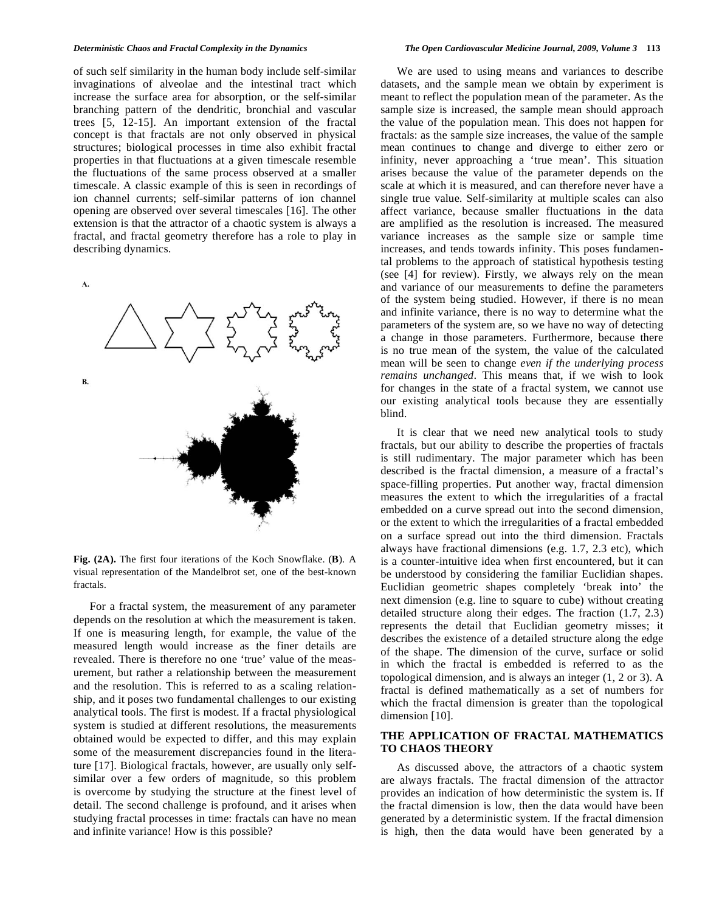of such self similarity in the human body include self-similar invaginations of alveolae and the intestinal tract which increase the surface area for absorption, or the self-similar branching pattern of the dendritic, bronchial and vascular trees [5, 12-15]. An important extension of the fractal concept is that fractals are not only observed in physical structures; biological processes in time also exhibit fractal properties in that fluctuations at a given timescale resemble the fluctuations of the same process observed at a smaller timescale. A classic example of this is seen in recordings of ion channel currents; self-similar patterns of ion channel opening are observed over several timescales [16]. The other extension is that the attractor of a chaotic system is always a fractal, and fractal geometry therefore has a role to play in describing dynamics.

**Fig. (2A).** The first four iterations of the Koch Snowflake. (**B**). A visual representation of the Mandelbrot set, one of the best-known fractals.

For a fractal system, the measurement of any parameter depends on the resolution at which the measurement is taken. If one is measuring length, for example, the value of the measured length would increase as the finer details are revealed. There is therefore no one 'true' value of the measurement, but rather a relationship between the measurement and the resolution. This is referred to as a scaling relationship, and it poses two fundamental challenges to our existing analytical tools. The first is modest. If a fractal physiological system is studied at different resolutions, the measurements obtained would be expected to differ, and this may explain some of the measurement discrepancies found in the literature [17]. Biological fractals, however, are usually only self-similar over a few orders of magnitude, so this problem is overcome by studying the structure at the finest level of detail. The second challenge is profound, and it arises when studying fractal processes in time: fractals can have no mean and infinite variance! How is this possible?

We are used to using means and variances to describe datasets, and the sample mean we obtain by experiment is meant to reflect the population mean of the parameter. As the sample size is increased, the sample mean should approach the value of the population mean. This does not happen for fractals: as the sample size increases, the value of the sample mean continues to change and diverge to either zero or infinity, never approaching a 'true mean'. This situation arises because the value of the parameter depends on the scale at which it is measured, and can therefore never have a single true value. Self-similarity at multiple scales can also affect variance, because smaller fluctuations in the data are amplified as the resolution is increased. The measured variance increases as the sample size or sample time increases, and tends towards infinity. This poses fundamental problems to the approach of statistical hypothesis testing (see [4] for review). Firstly, we always rely on the mean and variance of our measurements to define the parameters of the system being studied. However, if there is no mean and infinite variance, there is no way to determine what the parameters of the system are, so we have no way of detecting a change in those parameters. Furthermore, because there is no true mean of the system, the value of the calculated mean will be seen to change *even if the underlying process remains unchanged*. This means that, if we wish to look for changes in the state of a fractal system, we cannot use our existing analytical tools because they are essentially blind.

It is clear that we need new analytical tools to study fractals, but our ability to describe the properties of fractals is still rudimentary. The major parameter which has been described is the fractal dimension, a measure of a fractal's space-filling properties. Put another way, fractal dimension measures the extent to which the irregularities of a fractal embedded on a curve spread out into the second dimension, or the extent to which the irregularities of a fractal embedded on a surface spread out into the third dimension. Fractals always have fractional dimensions (e.g. 1.7, 2.3 etc), which is a counter-intuitive idea when first encountered, but it can be understood by considering the familiar Euclidian shapes. Euclidian geometric shapes completely 'break into' the next dimension (e.g. line to square to cube) without creating detailed structure along their edges. The fraction (1.7, 2.3) represents the detail that Euclidian geometry misses; it describes the existence of a detailed structure along the edge of the shape. The dimension of the curve, surface or solid in which the fractal is embedded is referred to as the topological dimension, and is always an integer (1, 2 or 3). A fractal is defined mathematically as a set of numbers for which the fractal dimension is greater than the topological dimension [10].

## THE APPLICATION OF FRACTAL MATHEMATICS TO CHAOS THEORY

As discussed above, the attractors of a chaotic system are always fractals. The fractal dimension of the attractor provides an indication of how deterministic the system is. If the fractal dimension is low, then the data would have been generated by a deterministic system. If the fractal dimension is high, then the data would have been generated by a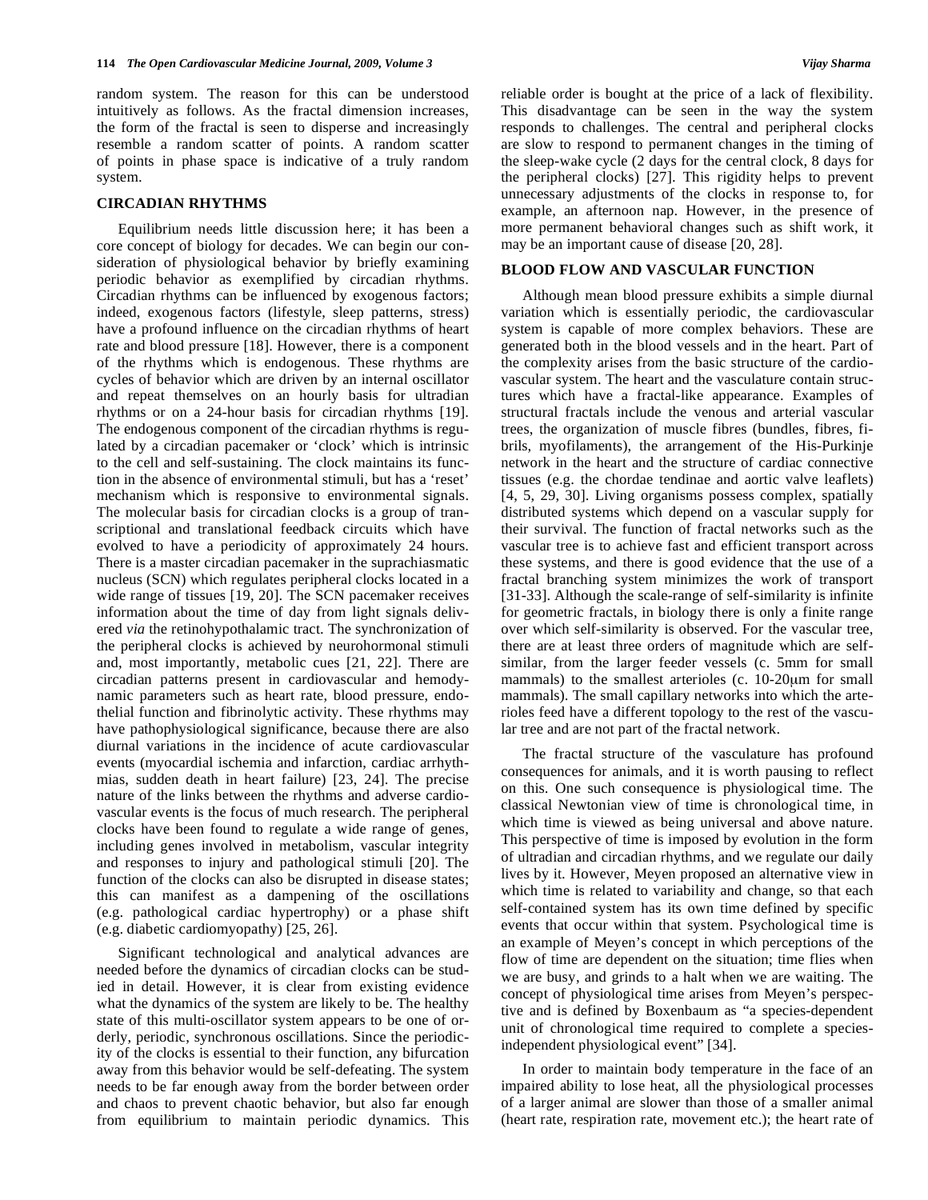random system. The reason for this can be understood intuitively as follows. As the fractal dimension increases, the form of the fractal is seen to disperse and increasingly resemble a random scatter of points. A random scatter of points in phase space is indicative of a truly random system.

## CIRCADIAN RHYTHMS

Equilibrium needs little discussion here; it has been a core concept of biology for decades. We can begin our consideration of physiological behavior by briefly examining periodic behavior as exemplified by circadian rhythms. Circadian rhythms can be influenced by exogenous factors; indeed, exogenous factors (lifestyle, sleep patterns, stress) have a profound influence on the circadian rhythms of heart rate and blood pressure [18]. However, there is a component of the rhythms which is endogenous. These rhythms are cycles of behavior which are driven by an internal oscillator and repeat themselves on an hourly basis for ultradian rhythms or on a 24-hour basis for circadian rhythms [19]. The endogenous component of the circadian rhythms is regulated by a circadian pacemaker or 'clock' which is intrinsic to the cell and self-sustaining. The clock maintains its function in the absence of environmental stimuli, but has a 'reset' mechanism which is responsive to environmental signals. The molecular basis for circadian clocks is a group of transcriptional and translational feedback circuits which have evolved to have a periodicity of approximately 24 hours. There is a master circadian pacemaker in the suprachiasmatic nucleus (SCN) which regulates peripheral clocks located in a wide range of tissues [19, 20]. The SCN pacemaker receives information about the time of day from light signals delivered *via* the retinohypothalamic tract. The synchronization of the peripheral clocks is achieved by neurohormonal stimuli and, most importantly, metabolic cues [21, 22]. There are circadian patterns present in cardiovascular and hemodynamic parameters such as heart rate, blood pressure, endothelial function and fibrinolytic activity. These rhythms may have pathophysiological significance, because there are also diurnal variations in the incidence of acute cardiovascular events (myocardial ischemia and infarction, cardiac arrhythmias, sudden death in heart failure) [23, 24]. The precise nature of the links between the rhythms and adverse cardiovascular events is the focus of much research. The peripheral clocks have been found to regulate a wide range of genes, including genes involved in metabolism, vascular integrity and responses to injury and pathological stimuli [20]. The function of the clocks can also be disrupted in disease states; this can manifest as a dampening of the oscillations (e.g. pathological cardiac hypertrophy) or a phase shift (e.g. diabetic cardiomyopathy) [25, 26].

Significant technological and analytical advances are needed before the dynamics of circadian clocks can be studied in detail. However, it is clear from existing evidence what the dynamics of the system are likely to be. The healthy state of this multi-oscillator system appears to be one of orderly, periodic, synchronous oscillations. Since the periodicity of the clocks is essential to their function, any bifurcation away from this behavior would be self-defeating. The system needs to be far enough away from the border between order and chaos to prevent chaotic behavior, but also far enough from equilibrium to maintain periodic dynamics. This reliable order is bought at the price of a lack of flexibility. This disadvantage can be seen in the way the system responds to challenges. The central and peripheral clocks are slow to respond to permanent changes in the timing of the sleep-wake cycle (2 days for the central clock, 8 days for the peripheral clocks) [27]. This rigidity helps to prevent unnecessary adjustments of the clocks in response to, for example, an afternoon nap. However, in the presence of more permanent behavioral changes such as shift work, it may be an important cause of disease [20, 28].

## BLOOD FLOW AND VASCULAR FUNCTION

Although mean blood pressure exhibits a simple diurnal variation which is essentially periodic, the cardiovascular system is capable of more complex behaviors. These are generated both in the blood vessels and in the heart. Part of the complexity arises from the basic structure of the cardiovascular system. The heart and the vasculature contain structures which have a fractal-like appearance. Examples of structural fractals include the venous and arterial vascular trees, the organization of muscle fibres (bundles, fibres, fibrils, myofilaments), the arrangement of the His-Purkinje network in the heart and the structure of cardiac connective tissues (e.g. the chordae tendinae and aortic valve leaflets) [4, 5, 29, 30]. Living organisms possess complex, spatially distributed systems which depend on a vascular supply for their survival. The function of fractal networks such as the vascular tree is to achieve fast and efficient transport across these systems, and there is good evidence that the use of a fractal branching system minimizes the work of transport [31-33]. Although the scale-range of self-similarity is infinite for geometric fractals, in biology there is only a finite range over which self-similarity is observed. For the vascular tree, there are at least three orders of magnitude which are self-similar, from the larger feeder vessels (c. 5mm for small mammals) to the smallest arterioles (c. 10-20μm for small mammals). The small capillary networks into which the arterioles feed have a different topology to the rest of the vascular tree and are not part of the fractal network.

The fractal structure of the vasculature has profound consequences for animals, and it is worth pausing to reflect on this. One such consequence is physiological time. The classical Newtonian view of time is chronological time, in which time is viewed as being universal and above nature. This perspective of time is imposed by evolution in the form of ultradian and circadian rhythms, and we regulate our daily lives by it. However, Meyen proposed an alternative view in which time is related to variability and change, so that each self-contained system has its own time defined by specific events that occur within that system. Psychological time is an example of Meyen's concept in which perceptions of the flow of time are dependent on the situation; time flies when we are busy, and grinds to a halt when we are waiting. The concept of physiological time arises from Meyen's perspective and is defined by Boxenbaum as "a species-dependent unit of chronological time required to complete a species-independent physiological event" [34].

In order to maintain body temperature in the face of an impaired ability to lose heat, all the physiological processes of a larger animal are slower than those of a smaller animal (heart rate, respiration rate, movement etc.); the heart rate of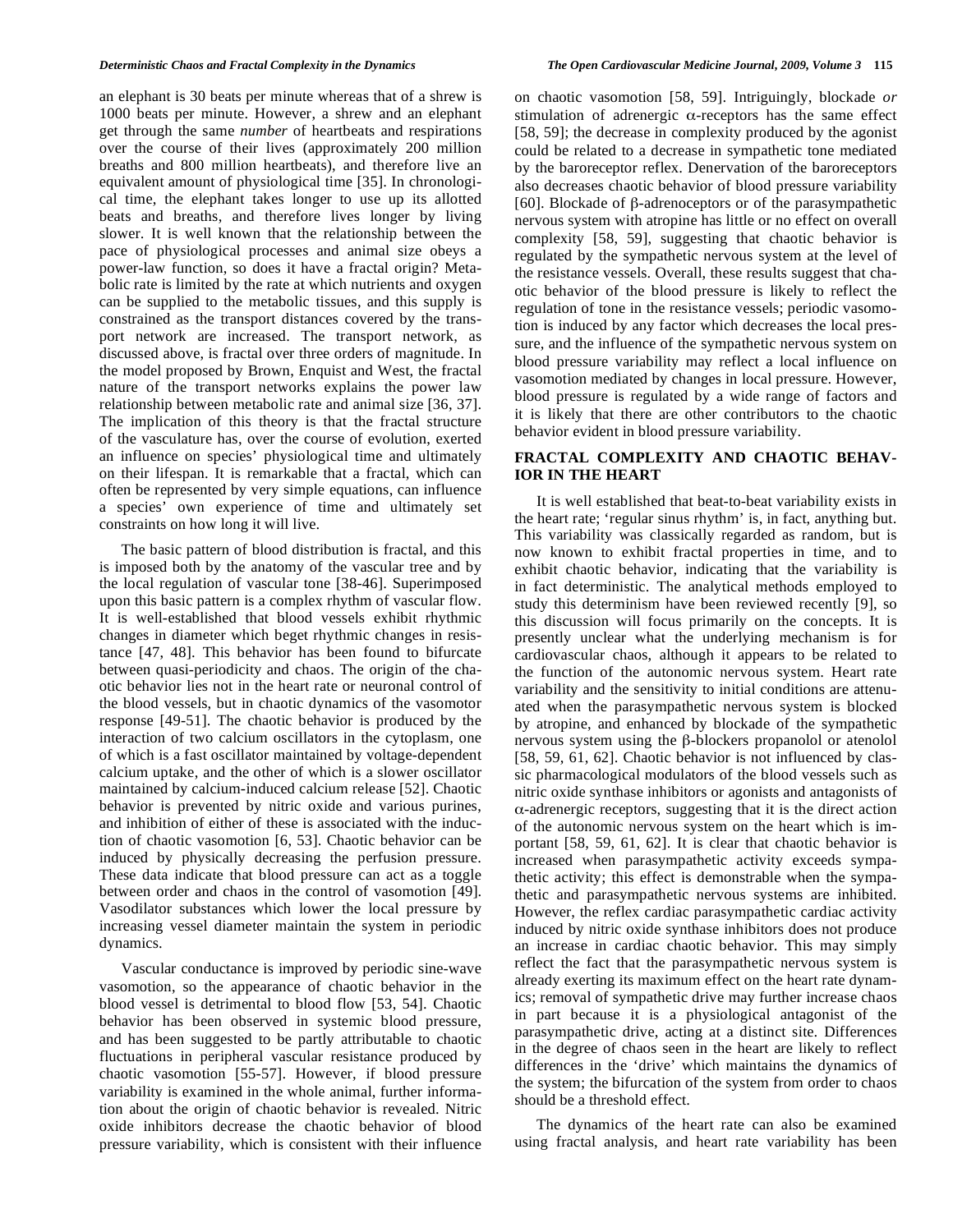an elephant is 30 beats per minute whereas that of a shrew is 1000 beats per minute. However, a shrew and an elephant get through the same *number* of heartbeats and respirations over the course of their lives (approximately 200 million breaths and 800 million heartbeats), and therefore live an equivalent amount of physiological time [35]. In chronological time, the elephant takes longer to use up its allotted beats and breaths, and therefore lives longer by living slower. It is well known that the relationship between the pace of physiological processes and animal size obeys a power-law function, so does it have a fractal origin? Metabolic rate is limited by the rate at which nutrients and oxygen can be supplied to the metabolic tissues, and this supply is constrained as the transport distances covered by the transport network are increased. The transport network, as discussed above, is fractal over three orders of magnitude. In the model proposed by Brown, Enquist and West, the fractal nature of the transport networks explains the power law relationship between metabolic rate and animal size [36, 37]. The implication of this theory is that the fractal structure of the vasculature has, over the course of evolution, exerted an influence on species' physiological time and ultimately on their lifespan. It is remarkable that a fractal, which can often be represented by very simple equations, can influence a species' own experience of time and ultimately set constraints on how long it will live.

The basic pattern of blood distribution is fractal, and this is imposed both by the anatomy of the vascular tree and by the local regulation of vascular tone [38-46]. Superimposed upon this basic pattern is a complex rhythm of vascular flow. It is well-established that blood vessels exhibit rhythmic changes in diameter which beget rhythmic changes in resistance [47, 48]. This behavior has been found to bifurcate between quasi-periodicity and chaos. The origin of the chaotic behavior lies not in the heart rate or neuronal control of the blood vessels, but in chaotic dynamics of the vasomotor response [49-51]. The chaotic behavior is produced by the interaction of two calcium oscillators in the cytoplasm, one of which is a fast oscillator maintained by voltage-dependent calcium uptake, and the other of which is a slower oscillator maintained by calcium-induced calcium release [52]. Chaotic behavior is prevented by nitric oxide and various purines, and inhibition of either of these is associated with the induction of chaotic vasomotion [6, 53]. Chaotic behavior can be induced by physically decreasing the perfusion pressure. These data indicate that blood pressure can act as a toggle between order and chaos in the control of vasomotion [49]. Vasodilator substances which lower the local pressure by increasing vessel diameter maintain the system in periodic dynamics.

Vascular conductance is improved by periodic sine-wave vasomotion, so the appearance of chaotic behavior in the blood vessel is detrimental to blood flow [53, 54]. Chaotic behavior has been observed in systemic blood pressure, and has been suggested to be partly attributable to chaotic fluctuations in peripheral vascular resistance produced by chaotic vasomotion [55-57]. However, if blood pressure variability is examined in the whole animal, further information about the origin of chaotic behavior is revealed. Nitric oxide inhibitors decrease the chaotic behavior of blood pressure variability, which is consistent with their influence on chaotic vasomotion [58, 59]. Intriguingly, blockade *or* stimulation of adrenergic $\alpha$-receptors has the same effect [58, 59]; the decrease in complexity produced by the agonist could be related to a decrease in sympathetic tone mediated by the baroreceptor reflex. Denervation of the baroreceptors also decreases chaotic behavior of blood pressure variability [60]. Blockade of $\beta$-adrenoceptors or of the parasympathetic nervous system with atropine has little or no effect on overall complexity [58, 59], suggesting that chaotic behavior is regulated by the sympathetic nervous system at the level of the resistance vessels. Overall, these results suggest that chaotic behavior of the blood pressure is likely to reflect the regulation of tone in the resistance vessels; periodic vasomotion is induced by any factor which decreases the local pressure, and the influence of the sympathetic nervous system on blood pressure variability may reflect a local influence on vasomotion mediated by changes in local pressure. However, blood pressure is regulated by a wide range of factors and it is likely that there are other contributors to the chaotic behavior evident in blood pressure variability.

## FRACTAL COMPLEXITY AND CHAOTIC BEHAVIOR IN THE HEART

It is well established that beat-to-beat variability exists in the heart rate; 'regular sinus rhythm' is, in fact, anything but. This variability was classically regarded as random, but is now known to exhibit fractal properties in time, and to exhibit chaotic behavior, indicating that the variability is in fact deterministic. The analytical methods employed to study this determinism have been reviewed recently [9], so this discussion will focus primarily on the concepts. It is presently unclear what the underlying mechanism is for cardiovascular chaos, although it appears to be related to the function of the autonomic nervous system. Heart rate variability and the sensitivity to initial conditions are attenuated when the parasympathetic nervous system is blocked by atropine, and enhanced by blockade of the sympathetic nervous system using the $\beta$-blockers propanolol or atenolol [58, 59, 61, 62]. Chaotic behavior is not influenced by classic pharmacological modulators of the blood vessels such as nitric oxide synthase inhibitors or agonists and antagonists of $\alpha$-adrenergic receptors, suggesting that it is the direct action of the autonomic nervous system on the heart which is important [58, 59, 61, 62]. It is clear that chaotic behavior is increased when parasympathetic activity exceeds sympathetic activity; this effect is demonstrable when the sympathetic and parasympathetic nervous systems are inhibited. However, the reflex cardiac parasympathetic cardiac activity induced by nitric oxide synthase inhibitors does not produce an increase in cardiac chaotic behavior. This may simply reflect the fact that the parasympathetic nervous system is already exerting its maximum effect on the heart rate dynamics; removal of sympathetic drive may further increase chaos in part because it is a physiological antagonist of the parasympathetic drive, acting at a distinct site. Differences in the degree of chaos seen in the heart are likely to reflect differences in the 'drive' which maintains the dynamics of the system; the bifurcation of the system from order to chaos should be a threshold effect.

The dynamics of the heart rate can also be examined using fractal analysis, and heart rate variability has been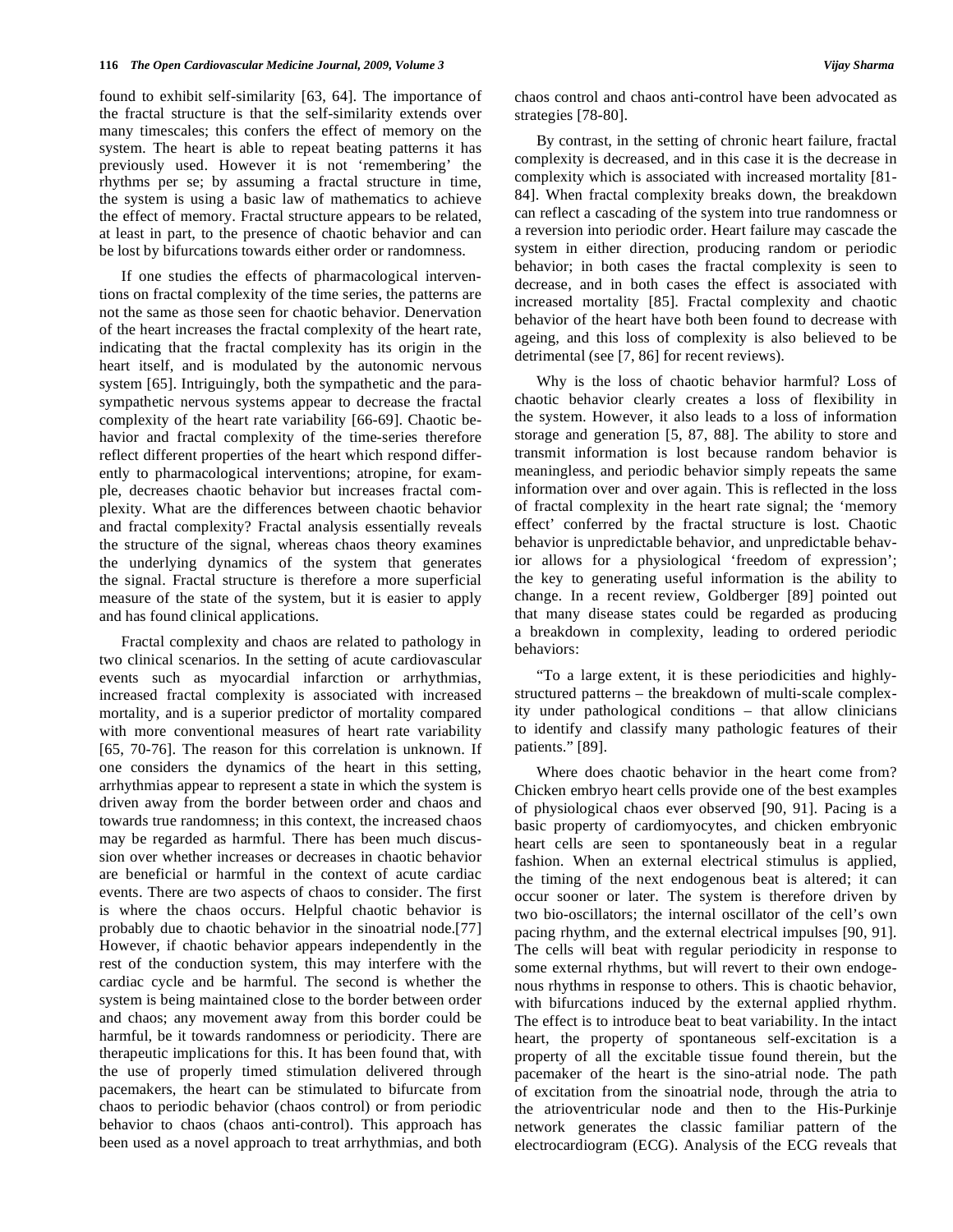found to exhibit self-similarity [63, 64]. The importance of the fractal structure is that the self-similarity extends over many timescales; this confers the effect of memory on the system. The heart is able to repeat beating patterns it has previously used. However it is not 'remembering' the rhythms per se; by assuming a fractal structure in time, the system is using a basic law of mathematics to achieve the effect of memory. Fractal structure appears to be related, at least in part, to the presence of chaotic behavior and can be lost by bifurcations towards either order or randomness.

If one studies the effects of pharmacological interventions on fractal complexity of the time series, the patterns are not the same as those seen for chaotic behavior. Denervation of the heart increases the fractal complexity of the heart rate, indicating that the fractal complexity has its origin in the heart itself, and is modulated by the autonomic nervous system [65]. Intriguingly, both the sympathetic and the parasympathetic nervous systems appear to decrease the fractal complexity of the heart rate variability [66-69]. Chaotic behavior and fractal complexity of the time-series therefore reflect different properties of the heart which respond differently to pharmacological interventions; atropine, for example, decreases chaotic behavior but increases fractal complexity. What are the differences between chaotic behavior and fractal complexity? Fractal analysis essentially reveals the structure of the signal, whereas chaos theory examines the underlying dynamics of the system that generates the signal. Fractal structure is therefore a more superficial measure of the state of the system, but it is easier to apply and has found clinical applications.

Fractal complexity and chaos are related to pathology in two clinical scenarios. In the setting of acute cardiovascular events such as myocardial infarction or arrhythmias, increased fractal complexity is associated with increased mortality, and is a superior predictor of mortality compared with more conventional measures of heart rate variability [65, 70-76]. The reason for this correlation is unknown. If one considers the dynamics of the heart in this setting, arrhythmias appear to represent a state in which the system is driven away from the border between order and chaos and towards true randomness; in this context, the increased chaos may be regarded as harmful. There has been much discussion over whether increases or decreases in chaotic behavior are beneficial or harmful in the context of acute cardiac events. There are two aspects of chaos to consider. The first is where the chaos occurs. Helpful chaotic behavior is probably due to chaotic behavior in the sinoatrial node.[77] However, if chaotic behavior appears independently in the rest of the conduction system, this may interfere with the cardiac cycle and be harmful. The second is whether the system is being maintained close to the border between order and chaos; any movement away from this border could be harmful, be it towards randomness or periodicity. There are therapeutic implications for this. It has been found that, with the use of properly timed stimulation delivered through pacemakers, the heart can be stimulated to bifurcate from chaos to periodic behavior (chaos control) or from periodic behavior to chaos (chaos anti-control). This approach has been used as a novel approach to treat arrhythmias, and both chaos control and chaos anti-control have been advocated as strategies [78-80].

By contrast, in the setting of chronic heart failure, fractal complexity is decreased, and in this case it is the decrease in complexity which is associated with increased mortality [81-84]. When fractal complexity breaks down, the breakdown can reflect a cascading of the system into true randomness or a reversion into periodic order. Heart failure may cascade the system in either direction, producing random or periodic behavior; in both cases the fractal complexity is seen to decrease, and in both cases the effect is associated with increased mortality [85]. Fractal complexity and chaotic behavior of the heart have both been found to decrease with ageing, and this loss of complexity is also believed to be detrimental (see [7, 86] for recent reviews).

Why is the loss of chaotic behavior harmful? Loss of chaotic behavior clearly creates a loss of flexibility in the system. However, it also leads to a loss of information storage and generation [5, 87, 88]. The ability to store and transmit information is lost because random behavior is meaningless, and periodic behavior simply repeats the same information over and over again. This is reflected in the loss of fractal complexity in the heart rate signal; the 'memory effect' conferred by the fractal structure is lost. Chaotic behavior is unpredictable behavior, and unpredictable behavior allows for a physiological 'freedom of expression'; the key to generating useful information is the ability to change. In a recent review, Goldberger [89] pointed out that many disease states could be regarded as producing a breakdown in complexity, leading to ordered periodic behaviors:

"To a large extent, it is these periodicities and highly-structured patterns – the breakdown of multi-scale complexity under pathological conditions – that allow clinicians to identify and classify many pathologic features of their patients." [89].

Where does chaotic behavior in the heart come from? Chicken embryo heart cells provide one of the best examples of physiological chaos ever observed [90, 91]. Pacing is a basic property of cardiomyocytes, and chicken embryonic heart cells are seen to spontaneously beat in a regular fashion. When an external electrical stimulus is applied, the timing of the next endogenous beat is altered; it can occur sooner or later. The system is therefore driven by two bio-oscillators; the internal oscillator of the cell's own pacing rhythm, and the external electrical impulses [90, 91]. The cells will beat with regular periodicity in response to some external rhythms, but will revert to their own endogenous rhythms in response to others. This is chaotic behavior, with bifurcations induced by the external applied rhythm. The effect is to introduce beat to beat variability. In the intact heart, the property of spontaneous self-excitation is a property of all the excitable tissue found therein, but the pacemaker of the heart is the sino-atrial node. The path of excitation from the sinoatrial node, through the atria to the atrioventricular node and then to the His-Purkinje network generates the classic familiar pattern of the electrocardiogram (ECG). Analysis of the ECG reveals that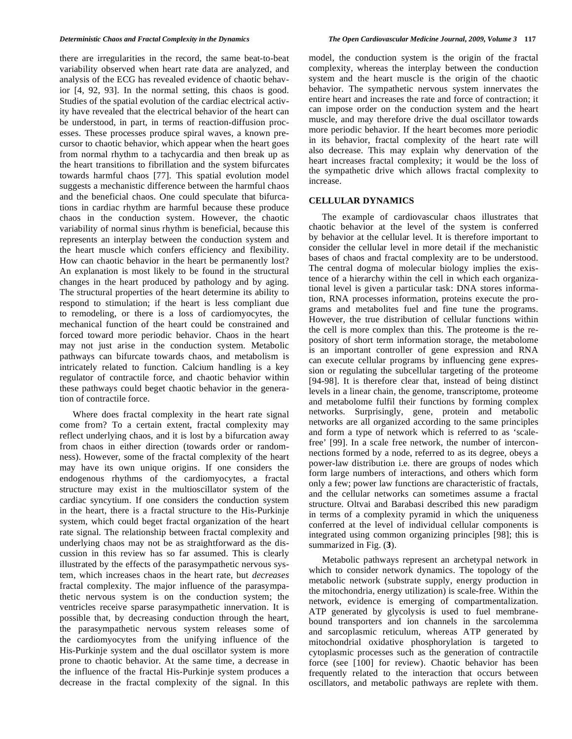there are irregularities in the record, the same beat-to-beat variability observed when heart rate data are analyzed, and analysis of the ECG has revealed evidence of chaotic behavior [4, 92, 93]. In the normal setting, this chaos is good. Studies of the spatial evolution of the cardiac electrical activity have revealed that the electrical behavior of the heart can be understood, in part, in terms of reaction-diffusion processes. These processes produce spiral waves, a known precursor to chaotic behavior, which appear when the heart goes from normal rhythm to a tachycardia and then break up as the heart transitions to fibrillation and the system bifurcates towards harmful chaos [77]. This spatial evolution model suggests a mechanistic difference between the harmful chaos and the beneficial chaos. One could speculate that bifurcations in cardiac rhythm are harmful because these produce chaos in the conduction system. However, the chaotic variability of normal sinus rhythm is beneficial, because this represents an interplay between the conduction system and the heart muscle which confers efficiency and flexibility. How can chaotic behavior in the heart be permanently lost? An explanation is most likely to be found in the structural changes in the heart produced by pathology and by aging. The structural properties of the heart determine its ability to respond to stimulation; if the heart is less compliant due to remodeling, or there is a loss of cardiomyocytes, the mechanical function of the heart could be constrained and forced toward more periodic behavior. Chaos in the heart may not just arise in the conduction system. Metabolic pathways can bifurcate towards chaos, and metabolism is intricately related to function. Calcium handling is a key regulator of contractile force, and chaotic behavior within these pathways could beget chaotic behavior in the generation of contractile force.

Where does fractal complexity in the heart rate signal come from? To a certain extent, fractal complexity may reflect underlying chaos, and it is lost by a bifurcation away from chaos in either direction (towards order or randomness). However, some of the fractal complexity of the heart may have its own unique origins. If one considers the endogenous rhythms of the cardiomyocytes, a fractal structure may exist in the multioscillator system of the cardiac syncytium. If one considers the conduction system in the heart, there is a fractal structure to the His-Purkinje system, which could beget fractal organization of the heart rate signal. The relationship between fractal complexity and underlying chaos may not be as straightforward as the discussion in this review has so far assumed. This is clearly illustrated by the effects of the parasympathetic nervous system, which increases chaos in the heart rate, but *decreases* fractal complexity. The major influence of the parasympathetic nervous system is on the conduction system; the ventricles receive sparse parasympathetic innervation. It is possible that, by decreasing conduction through the heart, the parasympathetic nervous system releases some of the cardiomyocytes from the unifying influence of the His-Purkinje system and the dual oscillator system is more prone to chaotic behavior. At the same time, a decrease in the influence of the fractal His-Purkinje system produces a decrease in the fractal complexity of the signal. In this model, the conduction system is the origin of the fractal complexity, whereas the interplay between the conduction system and the heart muscle is the origin of the chaotic behavior. The sympathetic nervous system innervates the entire heart and increases the rate and force of contraction; it can impose order on the conduction system and the heart muscle, and may therefore drive the dual oscillator towards more periodic behavior. If the heart becomes more periodic in its behavior, fractal complexity of the heart rate will also decrease. This may explain why denervation of the heart increases fractal complexity; it would be the loss of the sympathetic drive which allows fractal complexity to increase.

## CELLULAR DYNAMICS

The example of cardiovascular chaos illustrates that chaotic behavior at the level of the system is conferred by behavior at the cellular level. It is therefore important to consider the cellular level in more detail if the mechanistic bases of chaos and fractal complexity are to be understood. The central dogma of molecular biology implies the existence of a hierarchy within the cell in which each organizational level is given a particular task: DNA stores information, RNA processes information, proteins execute the programs and metabolites fuel and fine tune the programs. However, the true distribution of cellular functions within the cell is more complex than this. The proteome is the repository of short term information storage, the metabolome is an important controller of gene expression and RNA can execute cellular programs by influencing gene expression or regulating the subcellular targeting of the proteome [94-98]. It is therefore clear that, instead of being distinct levels in a linear chain, the genome, transcriptome, proteome and metabolome fulfil their functions by forming complex networks. Surprisingly, gene, protein and metabolic networks are all organized according to the same principles and form a type of network which is referred to as 'scale-free' [99]. In a scale free network, the number of interconnections formed by a node, referred to as its degree, obeys a power-law distribution i.e. there are groups of nodes which form large numbers of interactions, and others which form only a few; power law functions are characteristic of fractals, and the cellular networks can sometimes assume a fractal structure. Oltvai and Barabasi described this new paradigm in terms of a complexity pyramid in which the uniqueness conferred at the level of individual cellular components is integrated using common organizing principles [98]; this is summarized in Fig. (**3**).

Metabolic pathways represent an archetypal network in which to consider network dynamics. The topology of the metabolic network (substrate supply, energy production in the mitochondria, energy utilization) is scale-free. Within the network, evidence is emerging of compartmentalization. ATP generated by glycolysis is used to fuel membrane-bound transporters and ion channels in the sarcolemma and sarcoplasmic reticulum, whereas ATP generated by mitochondrial oxidative phosphorylation is targeted to cytoplasmic processes such as the generation of contractile force (see [100] for review). Chaotic behavior has been frequently related to the interaction that occurs between oscillators, and metabolic pathways are replete with them.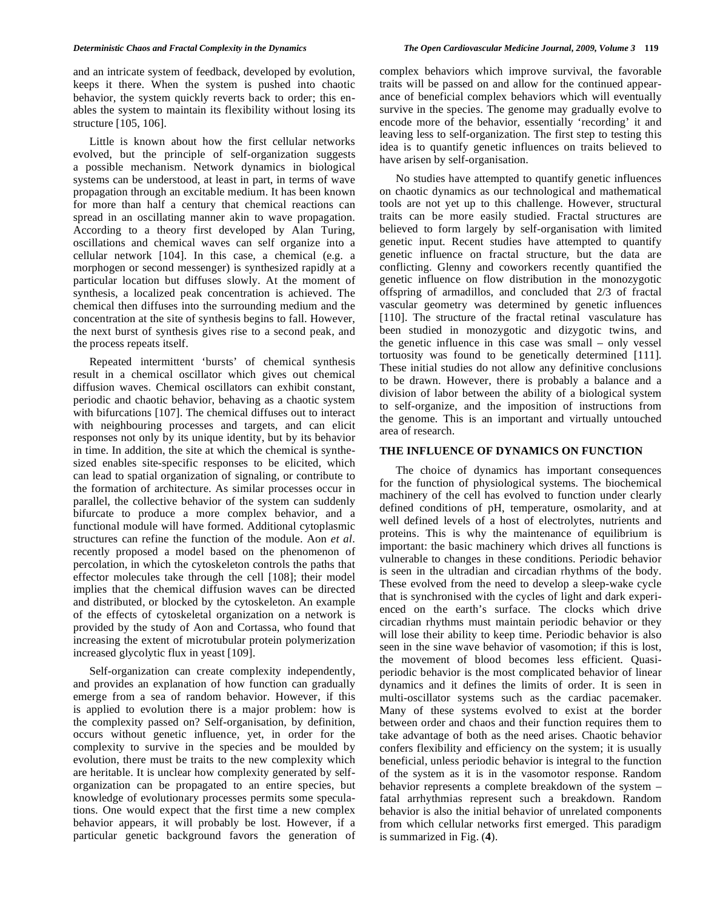and an intricate system of feedback, developed by evolution, keeps it there. When the system is pushed into chaotic behavior, the system quickly reverts back to order; this enables the system to maintain its flexibility without losing its structure [105, 106].

Little is known about how the first cellular networks evolved, but the principle of self-organization suggests a possible mechanism. Network dynamics in biological systems can be understood, at least in part, in terms of wave propagation through an excitable medium. It has been known for more than half a century that chemical reactions can spread in an oscillating manner akin to wave propagation. According to a theory first developed by Alan Turing, oscillations and chemical waves can self organize into a cellular network [104]. In this case, a chemical (e.g. a morphogen or second messenger) is synthesized rapidly at a particular location but diffuses slowly. At the moment of synthesis, a localized peak concentration is achieved. The chemical then diffuses into the surrounding medium and the concentration at the site of synthesis begins to fall. However, the next burst of synthesis gives rise to a second peak, and the process repeats itself.

Repeated intermittent 'bursts' of chemical synthesis result in a chemical oscillator which gives out chemical diffusion waves. Chemical oscillators can exhibit constant, periodic and chaotic behavior, behaving as a chaotic system with bifurcations [107]. The chemical diffuses out to interact with neighbouring processes and targets, and can elicit responses not only by its unique identity, but by its behavior in time. In addition, the site at which the chemical is synthesized enables site-specific responses to be elicited, which can lead to spatial organization of signaling, or contribute to the formation of architecture. As similar processes occur in parallel, the collective behavior of the system can suddenly bifurcate to produce a more complex behavior, and a functional module will have formed. Additional cytoplasmic structures can refine the function of the module. Aon *et al*. recently proposed a model based on the phenomenon of percolation, in which the cytoskeleton controls the paths that effector molecules take through the cell [108]; their model implies that the chemical diffusion waves can be directed and distributed, or blocked by the cytoskeleton. An example of the effects of cytoskeletal organization on a network is provided by the study of Aon and Cortassa, who found that increasing the extent of microtubular protein polymerization increased glycolytic flux in yeast [109].

Self-organization can create complexity independently, and provides an explanation of how function can gradually emerge from a sea of random behavior. However, if this is applied to evolution there is a major problem: how is the complexity passed on? Self-organisation, by definition, occurs without genetic influence, yet, in order for the complexity to survive in the species and be moulded by evolution, there must be traits to the new complexity which are heritable. It is unclear how complexity generated by self-organization can be propagated to an entire species, but knowledge of evolutionary processes permits some speculations. One would expect that the first time a new complex behavior appears, it will probably be lost. However, if a particular genetic background favors the generation of complex behaviors which improve survival, the favorable traits will be passed on and allow for the continued appearance of beneficial complex behaviors which will eventually survive in the species. The genome may gradually evolve to encode more of the behavior, essentially 'recording' it and leaving less to self-organization. The first step to testing this idea is to quantify genetic influences on traits believed to have arisen by self-organisation.

No studies have attempted to quantify genetic influences on chaotic dynamics as our technological and mathematical tools are not yet up to this challenge. However, structural traits can be more easily studied. Fractal structures are believed to form largely by self-organisation with limited genetic input. Recent studies have attempted to quantify genetic influence on fractal structure, but the data are conflicting. Glenny and coworkers recently quantified the genetic influence on flow distribution in the monozygotic offspring of armadillos, and concluded that 2/3 of fractal vascular geometry was determined by genetic influences [110]. The structure of the fractal retinal vasculature has been studied in monozygotic and dizygotic twins, and the genetic influence in this case was small – only vessel tortuosity was found to be genetically determined [111]. These initial studies do not allow any definitive conclusions to be drawn. However, there is probably a balance and a division of labor between the ability of a biological system to self-organize, and the imposition of instructions from the genome. This is an important and virtually untouched area of research.

## THE INFLUENCE OF DYNAMICS ON FUNCTION

The choice of dynamics has important consequences for the function of physiological systems. The biochemical machinery of the cell has evolved to function under clearly defined conditions of pH, temperature, osmolarity, and at well defined levels of a host of electrolytes, nutrients and proteins. This is why the maintenance of equilibrium is important: the basic machinery which drives all functions is vulnerable to changes in these conditions. Periodic behavior is seen in the ultradian and circadian rhythms of the body. These evolved from the need to develop a sleep-wake cycle that is synchronised with the cycles of light and dark experienced on the earth's surface. The clocks which drive circadian rhythms must maintain periodic behavior or they will lose their ability to keep time. Periodic behavior is also seen in the sine wave behavior of vasomotion; if this is lost, the movement of blood becomes less efficient. Quasi-periodic behavior is the most complicated behavior of linear dynamics and it defines the limits of order. It is seen in multi-oscillator systems such as the cardiac pacemaker. Many of these systems evolved to exist at the border between order and chaos and their function requires them to take advantage of both as the need arises. Chaotic behavior confers flexibility and efficiency on the system; it is usually beneficial, unless periodic behavior is integral to the function of the system as it is in the vasomotor response. Random behavior represents a complete breakdown of the system – fatal arrhythmias represent such a breakdown. Random behavior is also the initial behavior of unrelated components from which cellular networks first emerged. This paradigm is summarized in Fig. (**4**).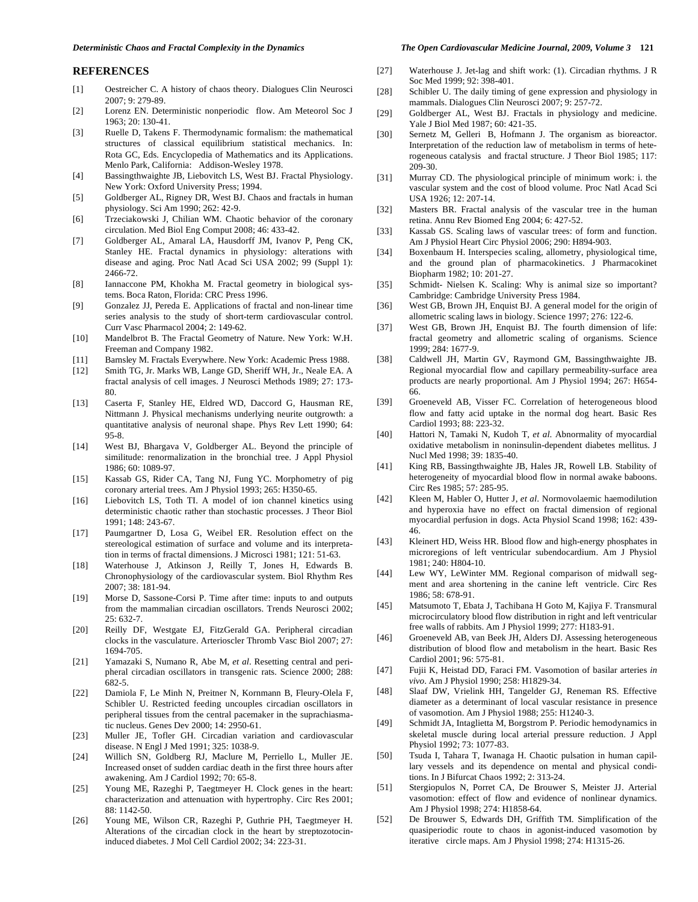## REFERENCES

[1] Oestreicher C. A history of chaos theory. Dialogues Clin Neurosci 2007; 9: 279-89.

[2] Lorenz EN. Deterministic nonperiodic flow. Am Meteorol Soc J 1963; 20: 130-41.

[3] Ruelle D, Takens F. Thermodynamic formalism: the mathematical structures of classical equilibrium statistical mechanics. In: Rota GC, Eds. Encyclopedia of Mathematics and its Applications. Menlo Park, California: Addison-Wesley 1978.

[4] Bassingthwaighte JB, Liebovitch LS, West BJ. Fractal Physiology. New York: Oxford University Press; 1994.

[5] Goldberger AL, Rigney DR, West BJ. Chaos and fractals in human physiology. Sci Am 1990; 262: 42-9.

[6] Trzeciakowski J, Chilian WM. Chaotic behavior of the coronary circulation. Med Biol Eng Comput 2008; 46: 433-42.

[7] Goldberger AL, Amaral LA, Hausdorff JM, Ivanov P, Peng CK, Stanley HE. Fractal dynamics in physiology: alterations with disease and aging. Proc Natl Acad Sci USA 2002; 99 (Suppl 1): 2466-72.

[8] Iannaccone PM, Khokha M. Fractal geometry in biological systems. Boca Raton, Florida: CRC Press 1996.

[9] Gonzalez JJ, Pereda E. Applications of fractal and non-linear time series analysis to the study of short-term cardiovascular control. Curr Vasc Pharmacol 2004; 2: 149-62.

[10] Mandelbrot B. The Fractal Geometry of Nature. New York: W.H. Freeman and Company 1982.

[11] Barnsley M. Fractals Everywhere. New York: Academic Press 1988.

[12] Smith TG, Jr. Marks WB, Lange GD, Sheriff WH, Jr., Neale EA. A fractal analysis of cell images. J Neurosci Methods 1989; 27: 173-80.

[13] Caserta F, Stanley HE, Eldred WD, Daccord G, Hausman RE, Nittmann J. Physical mechanisms underlying neurite outgrowth: a quantitative analysis of neuronal shape. Phys Rev Lett 1990; 64: 95-8.

[14] West BJ, Bhargava V, Goldberger AL. Beyond the principle of similitude: renormalization in the bronchial tree. J Appl Physiol 1986; 60: 1089-97.

[15] Kassab GS, Rider CA, Tang NJ, Fung YC. Morphometry of pig coronary arterial trees. Am J Physiol 1993; 265: H350-65.

[16] Liebovitch LS, Toth TI. A model of ion channel kinetics using deterministic chaotic rather than stochastic processes. J Theor Biol 1991; 148: 243-67.

[17] Paumgartner D, Losa G, Weibel ER. Resolution effect on the stereological estimation of surface and volume and its interpretation in terms of fractal dimensions. J Microsci 1981; 121: 51-63.

[18] Waterhouse J, Atkinson J, Reilly T, Jones H, Edwards B. Chronophysiology of the cardiovascular system. Biol Rhythm Res 2007; 38: 181-94.

[19] Morse D, Sassone-Corsi P. Time after time: inputs to and outputs from the mammalian circadian oscillators. Trends Neurosci 2002; 25: 632-7.

[20] Reilly DF, Westgate EJ, FitzGerald GA. Peripheral circadian clocks in the vasculature. Arterioscler Thromb Vasc Biol 2007; 27: 1694-705.

[21] Yamazaki S, Numano R, Abe M, *et al*. Resetting central and peripheral circadian oscillators in transgenic rats. Science 2000; 288: 682-5.

[22] Damiola F, Le Minh N, Preitner N, Kornmann B, Fleury-Olela F, Schibler U. Restricted feeding uncouples circadian oscillators in peripheral tissues from the central pacemaker in the suprachiasmatic nucleus. Genes Dev 2000; 14: 2950-61.

[23] Muller JE, Tofler GH. Circadian variation and cardiovascular disease. N Engl J Med 1991; 325: 1038-9.

[24] Willich SN, Goldberg RJ, Maclure M, Perriello L, Muller JE. Increased onset of sudden cardiac death in the first three hours after awakening. Am J Cardiol 1992; 70: 65-8.

[25] Young ME, Razeghi P, Taegtmeyer H. Clock genes in the heart: characterization and attenuation with hypertrophy. Circ Res 2001; 88: 1142-50.

[26] Young ME, Wilson CR, Razeghi P, Guthrie PH, Taegtmeyer H. Alterations of the circadian clock in the heart by streptozotocin-induced diabetes. J Mol Cell Cardiol 2002; 34: 223-31.

[27] Waterhouse J. Jet-lag and shift work: (1). Circadian rhythms. J R Soc Med 1999; 92: 398-401.

[28] Schibler U. The daily timing of gene expression and physiology in mammals. Dialogues Clin Neurosci 2007; 9: 257-72.

[29] Goldberger AL, West BJ. Fractals in physiology and medicine. Yale J Biol Med 1987; 60: 421-35.

[30] Sernetz M, Gelleri B, Hofmann J. The organism as bioreactor. Interpretation of the reduction law of metabolism in terms of heterogeneous catalysis and fractal structure. J Theor Biol 1985; 117: 209-30.

[31] Murray CD. The physiological principle of minimum work: i. the vascular system and the cost of blood volume. Proc Natl Acad Sci USA 1926; 12: 207-14.

[32] Masters BR. Fractal analysis of the vascular tree in the human retina. Annu Rev Biomed Eng 2004; 6: 427-52.

[33] Kassab GS. Scaling laws of vascular trees: of form and function. Am J Physiol Heart Circ Physiol 2006; 290: H894-903.

[34] Boxenbaum H. Interspecies scaling, allometry, physiological time, and the ground plan of pharmacokinetics. J Pharmacokinet Biopharm 1982; 10: 201-27.

[35] Schmidt- Nielsen K. Scaling: Why is animal size so important? Cambridge: Cambridge University Press 1984.

[36] West GB, Brown JH, Enquist BJ. A general model for the origin of allometric scaling laws in biology. Science 1997; 276: 122-6.

[37] West GB, Brown JH, Enquist BJ. The fourth dimension of life: fractal geometry and allometric scaling of organisms. Science 1999; 284: 1677-9.

[38] Caldwell JH, Martin GV, Raymond GM, Bassingthwaighte JB. Regional myocardial flow and capillary permeability-surface area products are nearly proportional. Am J Physiol 1994; 267: H654-66.

[39] Groeneveld AB, Visser FC. Correlation of heterogeneous blood flow and fatty acid uptake in the normal dog heart. Basic Res Cardiol 1993; 88: 223-32.

[40] Hattori N, Tamaki N, Kudoh T, *et al.* Abnormality of myocardial oxidative metabolism in noninsulin-dependent diabetes mellitus. J Nucl Med 1998; 39: 1835-40.

[41] King RB, Bassingthwaighte JB, Hales JR, Rowell LB. Stability of heterogeneity of myocardial blood flow in normal awake baboons. Circ Res 1985; 57: 285-95.

[42] Kleen M, Habler O, Hutter J, *et al*. Normovolaemic haemodilution and hyperoxia have no effect on fractal dimension of regional myocardial perfusion in dogs. Acta Physiol Scand 1998; 162: 439-46.

[43] Kleinert HD, Weiss HR. Blood flow and high-energy phosphates in microregions of left ventricular subendocardium. Am J Physiol 1981; 240: H804-10.

[44] Lew WY, LeWinter MM. Regional comparison of midwall segment and area shortening in the canine left ventricle. Circ Res 1986; 58: 678-91.

[45] Matsumoto T, Ebata J, Tachibana H Goto M, Kajiya F. Transmural microcirculatory blood flow distribution in right and left ventricular free walls of rabbits. Am J Physiol 1999; 277: H183-91.

[46] Groeneveld AB, van Beek JH, Alders DJ. Assessing heterogeneous distribution of blood flow and metabolism in the heart. Basic Res Cardiol 2001; 96: 575-81.

[47] Fujii K, Heistad DD, Faraci FM. Vasomotion of basilar arteries *in vivo*. Am J Physiol 1990; 258: H1829-34.

[48] Slaaf DW, Vrielink HH, Tangelder GJ, Reneman RS. Effective diameter as a determinant of local vascular resistance in presence of vasomotion. Am J Physiol 1988; 255: H1240-3.

[49] Schmidt JA, Intaglietta M, Borgstrom P. Periodic hemodynamics in skeletal muscle during local arterial pressure reduction. J Appl Physiol 1992; 73: 1077-83.

[50] Tsuda I, Tahara T, Iwanaga H. Chaotic pulsation in human capillary vessels and its dependence on mental and physical conditions. In J Bifurcat Chaos 1992; 2: 313-24.

[51] Stergiopulos N, Porret CA, De Brouwer S, Meister JJ. Arterial vasomotion: effect of flow and evidence of nonlinear dynamics. Am J Physiol 1998; 274: H1858-64.

[52] De Brouwer S, Edwards DH, Griffith TM. Simplification of the quasiperiodic route to chaos in agonist-induced vasomotion by iterative circle maps. Am J Physiol 1998; 274: H1315-26.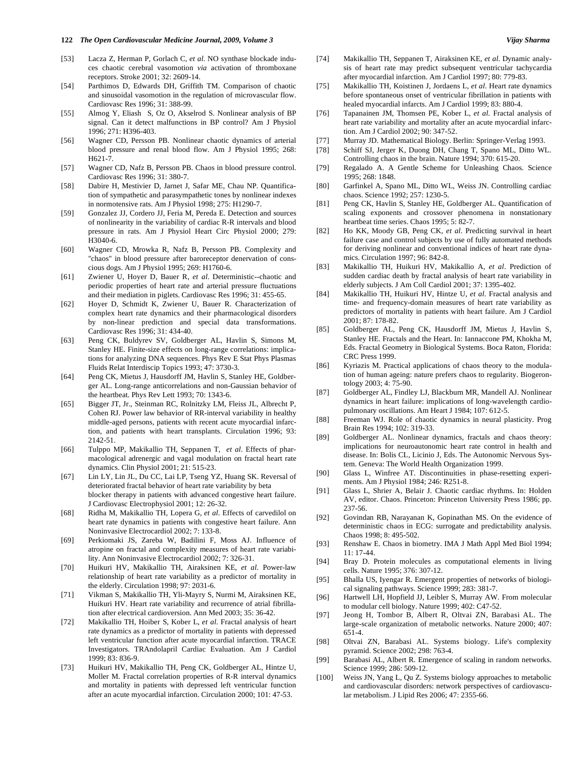[53] Lacza Z, Herman P, Gorlach C, *et al*. NO synthase blockade induces chaotic cerebral vasomotion *via* activation of thromboxane receptors. Stroke 2001; 32: 2609-14.

[54] Parthimos D, Edwards DH, Griffith TM. Comparison of chaotic and sinusoidal vasomotion in the regulation of microvascular flow. Cardiovasc Res 1996; 31: 388-99.

[55] Almog Y, Eliash S, Oz O, Akselrod S. Nonlinear analysis of BP signal. Can it detect malfunctions in BP control? Am J Physiol 1996; 271: H396-403.

[56] Wagner CD, Persson PB. Nonlinear chaotic dynamics of arterial blood pressure and renal blood flow. Am J Physiol 1995; 268: H621-7.

[57] Wagner CD, Nafz B, Persson PB. Chaos in blood pressure control. Cardiovasc Res 1996; 31: 380-7.

[58] Dabire H, Mestivier D, Jarnet J, Safar ME, Chau NP. Quantification of sympathetic and parasympathetic tones by nonlinear indexes in normotensive rats. Am J Physiol 1998; 275: H1290-7.

[59] Gonzalez JJ, Cordero JJ, Feria M, Pereda E. Detection and sources of nonlinearity in the variability of cardiac R-R intervals and blood pressure in rats. Am J Physiol Heart Circ Physiol 2000; 279: H3040-6.

[60] Wagner CD, Mrowka R, Nafz B, Persson PB. Complexity and "chaos" in blood pressure after baroreceptor denervation of conscious dogs. Am J Physiol 1995; 269: H1760-6.

[61] Zwiener U, Hoyer D, Bauer R, *et al*. Deterministic--chaotic and periodic properties of heart rate and arterial pressure fluctuations and their mediation in piglets. Cardiovasc Res 1996; 31: 455-65.

[62] Hoyer D, Schmidt K, Zwiener U, Bauer R. Characterization of complex heart rate dynamics and their pharmacological disorders by non-linear prediction and special data transformations. Cardiovasc Res 1996; 31: 434-40.

[63] Peng CK, Buldyrev SV, Goldberger AL, Havlin S, Simons M, Stanley HE. Finite-size effects on long-range correlations: implications for analyzing DNA sequences. Phys Rev E Stat Phys Plasmas Fluids Relat Interdiscip Topics 1993; 47: 3730-3.

[64] Peng CK, Mietus J, Hausdorff JM, Havlin S, Stanley HE, Goldberger AL. Long-range anticorrelations and non-Gaussian behavior of the heartbeat. Phys Rev Lett 1993; 70: 1343-6.

[65] Bigger JT, Jr., Steinman RC, Rolnitzky LM, Fleiss JL, Albrecht P, Cohen RJ. Power law behavior of RR-interval variability in healthy middle-aged persons, patients with recent acute myocardial infarction, and patients with heart transplants. Circulation 1996; 93: 2142-51.

[66] Tulppo MP, Makikallio TH, Seppanen T, *et al*. Effects of pharmacological adrenergic and vagal modulation on fractal heart rate dynamics. Clin Physiol 2001; 21: 515-23.

[67] Lin LY, Lin JL, Du CC, Lai LP, Tseng YZ, Huang SK. Reversal of deteriorated fractal behavior of heart rate variability by beta blocker therapy in patients with advanced congestive heart failure. J Cardiovasc Electrophysiol 2001; 12: 26-32.

[68] Ridha M, Makikallio TH, Lopera G, *et al*. Effects of carvedilol on heart rate dynamics in patients with congestive heart failure. Ann Noninvasive Electrocardiol 2002; 7: 133-8.

[69] Perkiomaki JS, Zareba W, Badilini F, Moss AJ. Influence of atropine on fractal and complexity measures of heart rate variability. Ann Noninvasive Electrocardiol 2002; 7: 326-31.

[70] Huikuri HV, Makikallio TH, Airaksinen KE, *et al*. Power-law relationship of heart rate variability as a predictor of mortality in the elderly. Circulation 1998; 97: 2031-6.

[71] Vikman S, Makikallio TH, Yli-Mayry S, Nurmi M, Airaksinen KE, Huikuri HV. Heart rate variability and recurrence of atrial fibrillation after electrical cardioversion. Ann Med 2003; 35: 36-42.

[72] Makikallio TH, Hoiber S, Kober L, *et al*. Fractal analysis of heart rate dynamics as a predictor of mortality in patients with depressed left ventricular function after acute myocardial infarction. TRACE Investigators. TRAndolapril Cardiac Evaluation. Am J Cardiol 1999; 83: 836-9.

[73] Huikuri HV, Makikallio TH, Peng CK, Goldberger AL, Hintze U, Moller M. Fractal correlation properties of R-R interval dynamics and mortality in patients with depressed left ventricular function after an acute myocardial infarction. Circulation 2000; 101: 47-53.

[74] Makikallio TH, Seppanen T, Airaksinen KE, *et al*. Dynamic analysis of heart rate may predict subsequent ventricular tachycardia after myocardial infarction. Am J Cardiol 1997; 80: 779-83.

[75] Makikallio TH, Koistinen J, Jordaens L, *et al*. Heart rate dynamics before spontaneous onset of ventricular fibrillation in patients with healed myocardial infarcts. Am J Cardiol 1999; 83: 880-4.

[76] Tapanainen JM, Thomsen PE, Kober L, *et al*. Fractal analysis of heart rate variability and mortality after an acute myocardial infarction. Am J Cardiol 2002; 90: 347-52.

[77] Murray JD. Mathematical Biology. Berlin: Springer-Verlag 1993.

[78] Schiff SJ, Jerger K, Duong DH, Chang T, Spano ML, Ditto WL. Controlling chaos in the brain. Nature 1994; 370: 615-20.

[79] Regalado A. A Gentle Scheme for Unleashing Chaos. Science 1995; 268: 1848.

[80] Garfinkel A, Spano ML, Ditto WL, Weiss JN. Controlling cardiac chaos. Science 1992; 257: 1230-5.

[81] Peng CK, Havlin S, Stanley HE, Goldberger AL. Quantification of scaling exponents and crossover phenomena in nonstationary heartbeat time series. Chaos 1995; 5: 82-7.

[82] Ho KK, Moody GB, Peng CK, *et al*. Predicting survival in heart failure case and control subjects by use of fully automated methods for deriving nonlinear and conventional indices of heart rate dynamics. Circulation 1997; 96: 842-8.

[83] Makikallio TH, Huikuri HV, Makikallio A, *et al*. Prediction of sudden cardiac death by fractal analysis of heart rate variability in elderly subjects. J Am Coll Cardiol 2001; 37: 1395-402.

[84] Makikallio TH, Huikuri HV, Hintze U, *et al*. Fractal analysis and time- and frequency-domain measures of heart rate variability as predictors of mortality in patients with heart failure. Am J Cardiol 2001; 87: 178-82.

[85] Goldberger AL, Peng CK, Hausdorff JM, Mietus J, Havlin S, Stanley HE. Fractals and the Heart. In: Iannaccone PM, Khokha M, Eds. Fractal Geometry in Biological Systems. Boca Raton, Florida: CRC Press 1999.

[86] Kyriazis M. Practical applications of chaos theory to the modulation of human ageing: nature prefers chaos to regularity. Biogerontology 2003; 4: 75-90.

[87] Goldberger AL, Findley LJ, Blackburn MR, Mandell AJ. Nonlinear dynamics in heart failure: implications of long-wavelength cardiopulmonary oscillations. Am Heart J 1984; 107: 612-5.

[88] Freeman WJ. Role of chaotic dynamics in neural plasticity. Prog Brain Res 1994; 102: 319-33.

[89] Goldberger AL. Nonlinear dynamics, fractals and chaos theory: implications for neuroautonomic heart rate control in health and disease. In: Bolis CL, Licinio J, Eds. The Autonomic Nervous System. Geneva: The World Health Organization 1999.

[90] Glass L, Winfree AT. Discontinuities in phase-resetting experiments. Am J Physiol 1984; 246: R251-8.

[91] Glass L, Shrier A, Belair J. Chaotic cardiac rhythms. In: Holden AV, editor. Chaos. Princeton: Princeton University Press 1986; pp. 237-56.

[92] Govindan RB, Narayanan K, Gopinathan MS. On the evidence of deterministic chaos in ECG: surrogate and predictability analysis. Chaos 1998; 8: 495-502.

[93] Renshaw E. Chaos in biometry. IMA J Math Appl Med Biol 1994; 11: 17-44.

[94] Bray D. Protein molecules as computational elements in living cells. Nature 1995; 376: 307-12.

[95] Bhalla US, Iyengar R. Emergent properties of networks of biological signaling pathways. Science 1999; 283: 381-7.

[96] Hartwell LH, Hopfield JJ, Leibler S, Murray AW. From molecular to modular cell biology. Nature 1999; 402: C47-52.

[97] Jeong H, Tombor B, Albert R, Oltvai ZN, Barabasi AL. The large-scale organization of metabolic networks. Nature 2000; 407: 651-4.

[98] Oltvai ZN, Barabasi AL. Systems biology. Life's complexity pyramid. Science 2002; 298: 763-4.

[99] Barabasi AL, Albert R. Emergence of scaling in random networks. Science 1999; 286: 509-12.

[100] Weiss JN, Yang L, Qu Z. Systems biology approaches to metabolic and cardiovascular disorders: network perspectives of cardiovascular metabolism. J Lipid Res 2006; 47: 2355-66.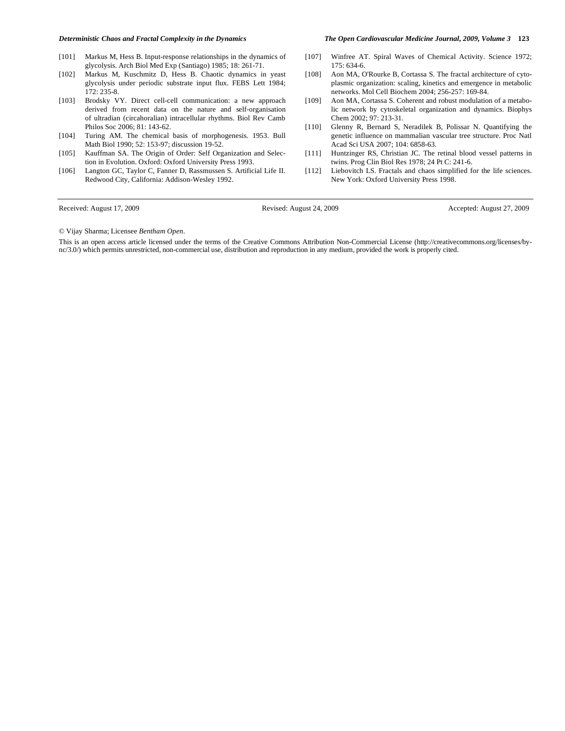[101] Markus M, Hess B. Input-response relationships in the dynamics of glycolysis. Arch Biol Med Exp (Santiago) 1985; 18: 261-71.

[102] Markus M, Kuschmitz D, Hess B. Chaotic dynamics in yeast glycolysis under periodic substrate input flux. FEBS Lett 1984; 172: 235-8.

[103] Brodsky VY. Direct cell-cell communication: a new approach derived from recent data on the nature and self-organisation of ultradian (circahoralian) intracellular rhythms. Biol Rev Camb Philos Soc 2006; 81: 143-62.

[104] Turing AM. The chemical basis of morphogenesis. 1953. Bull Math Biol 1990; 52: 153-97; discussion 19-52.

[105] Kauffman SA. The Origin of Order: Self Organization and Selection in Evolution. Oxford: Oxford University Press 1993.

[106] Langton GC, Taylor C, Fanner D, Rassmussen S. Artificial Life II. Redwood City, California: Addison-Wesley 1992.

[107] Winfree AT. Spiral Waves of Chemical Activity. Science 1972; 175: 634-6.

[108] Aon MA, O'Rourke B, Cortassa S. The fractal architecture of cytoplasmic organization: scaling, kinetics and emergence in metabolic networks. Mol Cell Biochem 2004; 256-257: 169-84.

[109] Aon MA, Cortassa S. Coherent and robust modulation of a metabolic network by cytoskeletal organization and dynamics. Biophys Chem 2002; 97: 213-31.

[110] Glenny R, Bernard S, Neradilek B, Polissar N. Quantifying the genetic influence on mammalian vascular tree structure. Proc Natl Acad Sci USA 2007; 104: 6858-63.

[111] Huntzinger RS, Christian JC. The retinal blood vessel patterns in twins. Prog Clin Biol Res 1978; 24 Pt C: 241-6.

[112] Liebovitch LS. Fractals and chaos simplified for the life sciences. New York: Oxford University Press 1998.

---

Received: August 17, 2009 | Revised: August 24, 2009 | Accepted: August 27, 2009

© Vijay Sharma; Licensee *Bentham Open*.

This is an open access article licensed under the terms of the Creative Commons Attribution Non-Commercial License (http://creativecommons.org/licenses/by-nc/3.0/) which permits unrestricted, non-commercial use, distribution and reproduction in any medium, provided the work is properly cited.